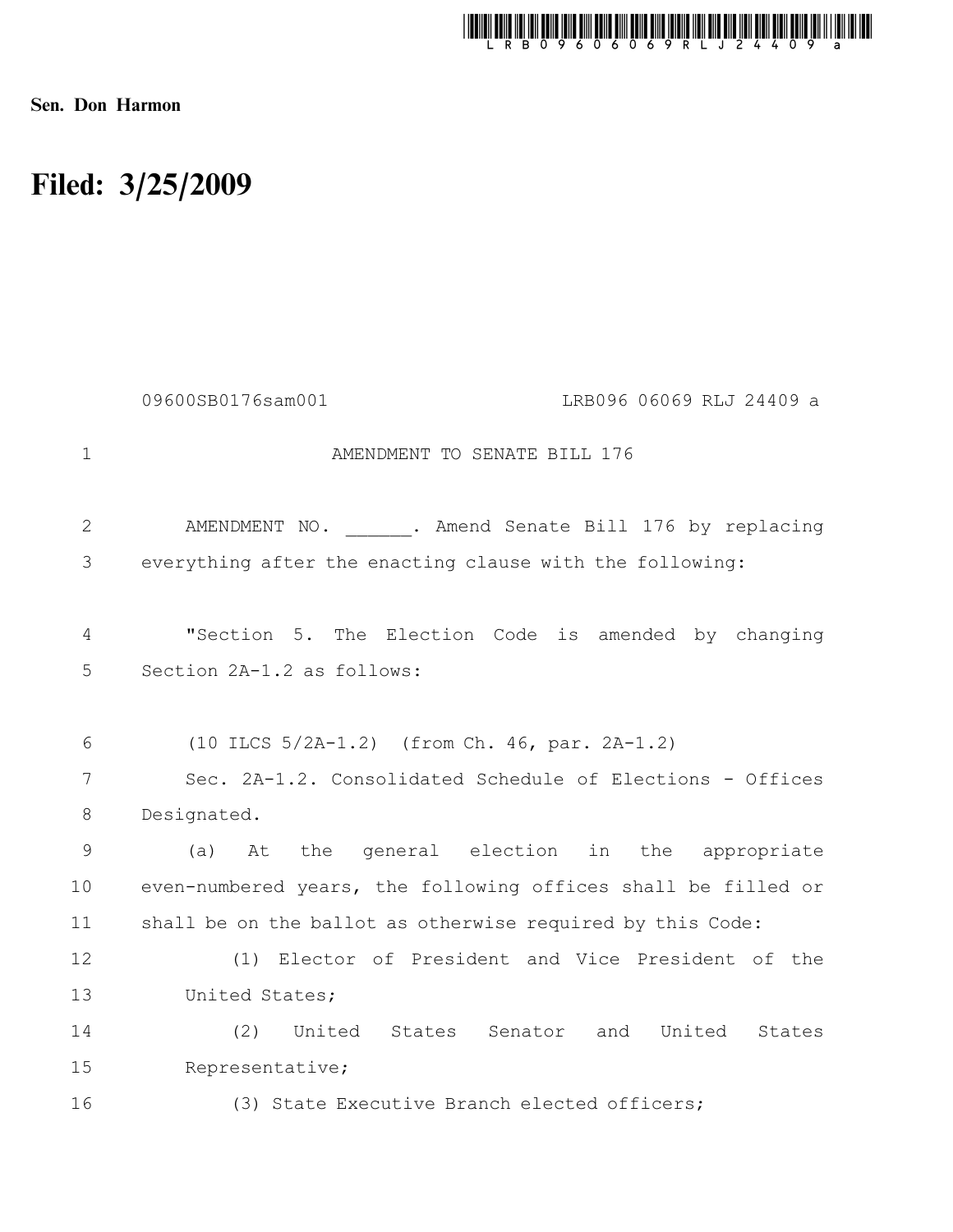Sen. Don Harmon

# Filed: 3/25/2009

09600SB0176sam001 LRB096 06069 RLJ 24409 a

AMENDMENT TO SENATE BILL 176

AMENDMENT NO. ______. Amend Senate Bill 176 by replacing everything after the enacting clause with the following:

"Section 5. The Election Code is amended by changing Section 2A-1.2 as follows:

(10 ILCS 5/2A-1.2) (from Ch. 46, par. 2A-1.2)

Sec. 2A-1.2. Consolidated Schedule of Elections - Offices Designated.

(a) At the general election in the appropriate even-numbered years, the following offices shall be filled or shall be on the ballot as otherwise required by this Code:

(1) Elector of President and Vice President of the United States;

(2) United States Senator and United States Representative;

(3) State Executive Branch elected officers;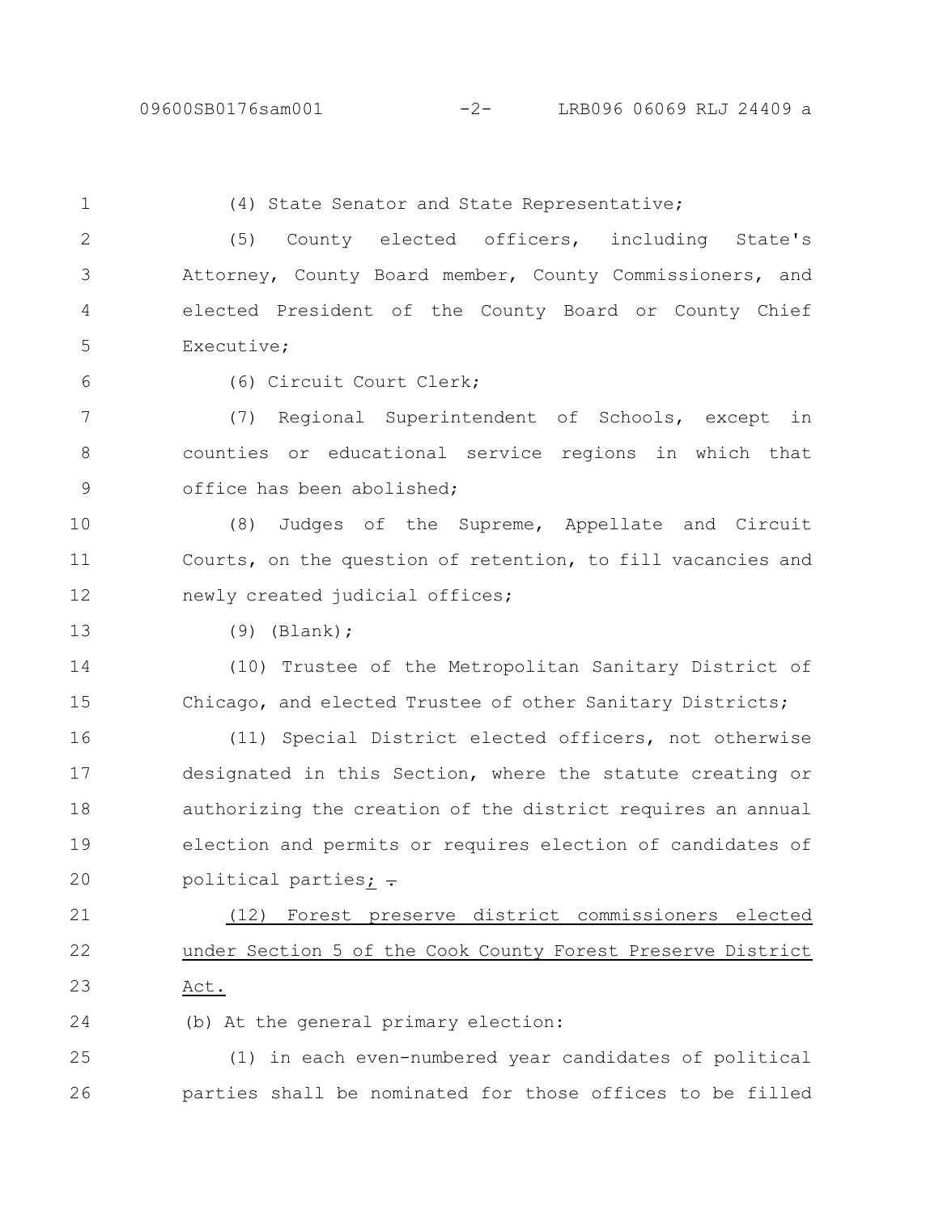(4) State Senator and State Representative;

(5) County elected officers, including State's Attorney, County Board member, County Commissioners, and elected President of the County Board or County Chief Executive;

(6) Circuit Court Clerk;

(7) Regional Superintendent of Schools, except in counties or educational service regions in which that office has been abolished;

(8) Judges of the Supreme, Appellate and Circuit Courts, on the question of retention, to fill vacancies and newly created judicial offices;

(9) (Blank);

(10) Trustee of the Metropolitan Sanitary District of Chicago, and elected Trustee of other Sanitary Districts;

(11) Special District elected officers, not otherwise designated in this Section, where the statute creating or authorizing the creation of the district requires an annual election and permits or requires election of candidates of political parties; ~~.~~

<u>(12) Forest preserve district commissioners elected under Section 5 of the Cook County Forest Preserve District Act.</u>

(b) At the general primary election:

(1) in each even-numbered year candidates of political parties shall be nominated for those offices to be filled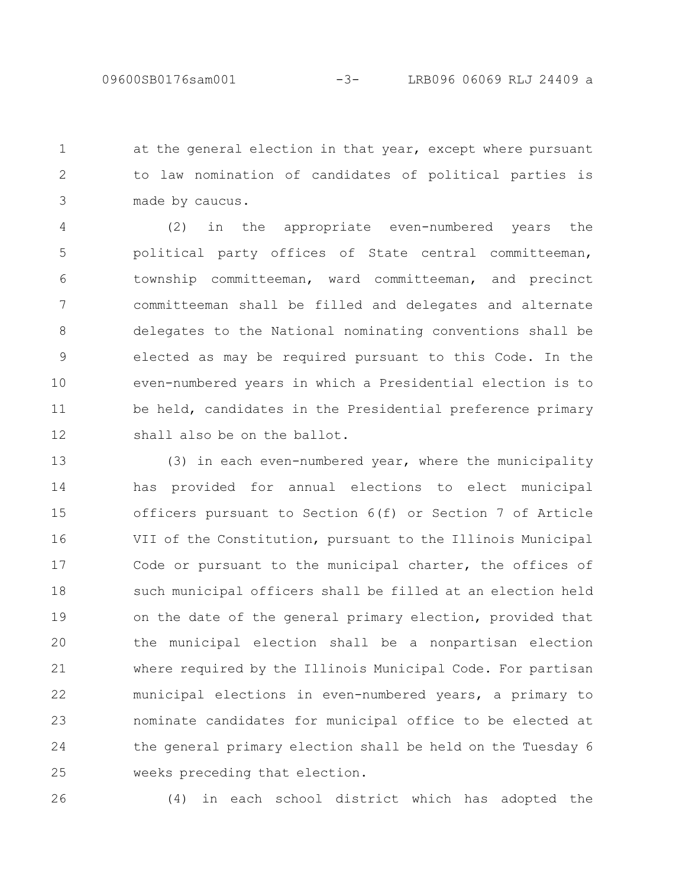at the general election in that year, except where pursuant to law nomination of candidates of political parties is made by caucus.

(2) in the appropriate even-numbered years the political party offices of State central committeeman, township committeeman, ward committeeman, and precinct committeeman shall be filled and delegates and alternate delegates to the National nominating conventions shall be elected as may be required pursuant to this Code. In the even-numbered years in which a Presidential election is to be held, candidates in the Presidential preference primary shall also be on the ballot.

(3) in each even-numbered year, where the municipality has provided for annual elections to elect municipal officers pursuant to Section 6(f) or Section 7 of Article VII of the Constitution, pursuant to the Illinois Municipal Code or pursuant to the municipal charter, the offices of such municipal officers shall be filled at an election held on the date of the general primary election, provided that the municipal election shall be a nonpartisan election where required by the Illinois Municipal Code. For partisan municipal elections in even-numbered years, a primary to nominate candidates for municipal office to be elected at the general primary election shall be held on the Tuesday 6 weeks preceding that election.

(4) in each school district which has adopted the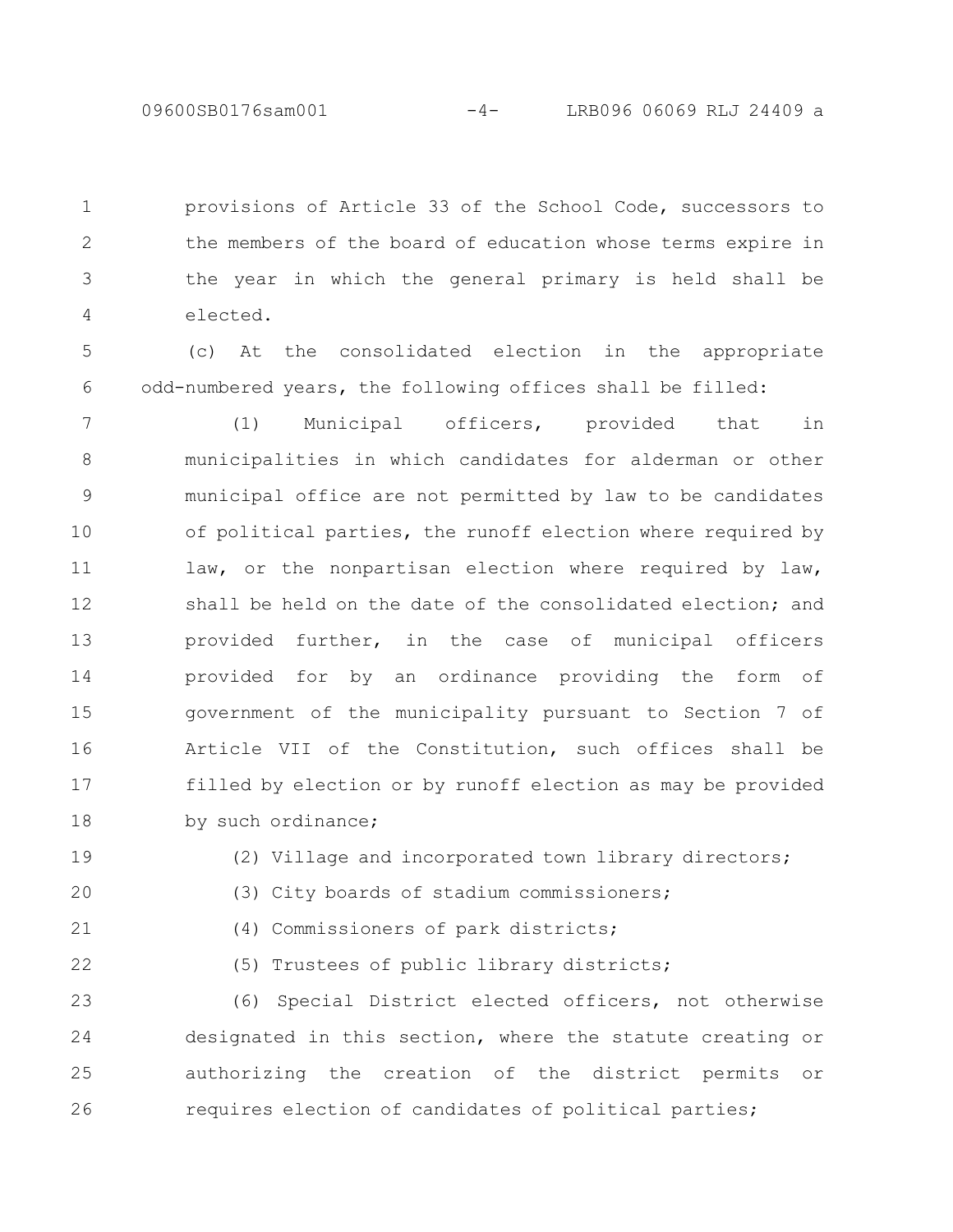provisions of Article 33 of the School Code, successors to the members of the board of education whose terms expire in the year in which the general primary is held shall be elected.

(c) At the consolidated election in the appropriate odd-numbered years, the following offices shall be filled:

(1) Municipal officers, provided that in municipalities in which candidates for alderman or other municipal office are not permitted by law to be candidates of political parties, the runoff election where required by law, or the nonpartisan election where required by law, shall be held on the date of the consolidated election; and provided further, in the case of municipal officers provided for by an ordinance providing the form of government of the municipality pursuant to Section 7 of Article VII of the Constitution, such offices shall be filled by election or by runoff election as may be provided by such ordinance;

(2) Village and incorporated town library directors;

(3) City boards of stadium commissioners;

(4) Commissioners of park districts;

(5) Trustees of public library districts;

(6) Special District elected officers, not otherwise designated in this section, where the statute creating or authorizing the creation of the district permits or requires election of candidates of political parties;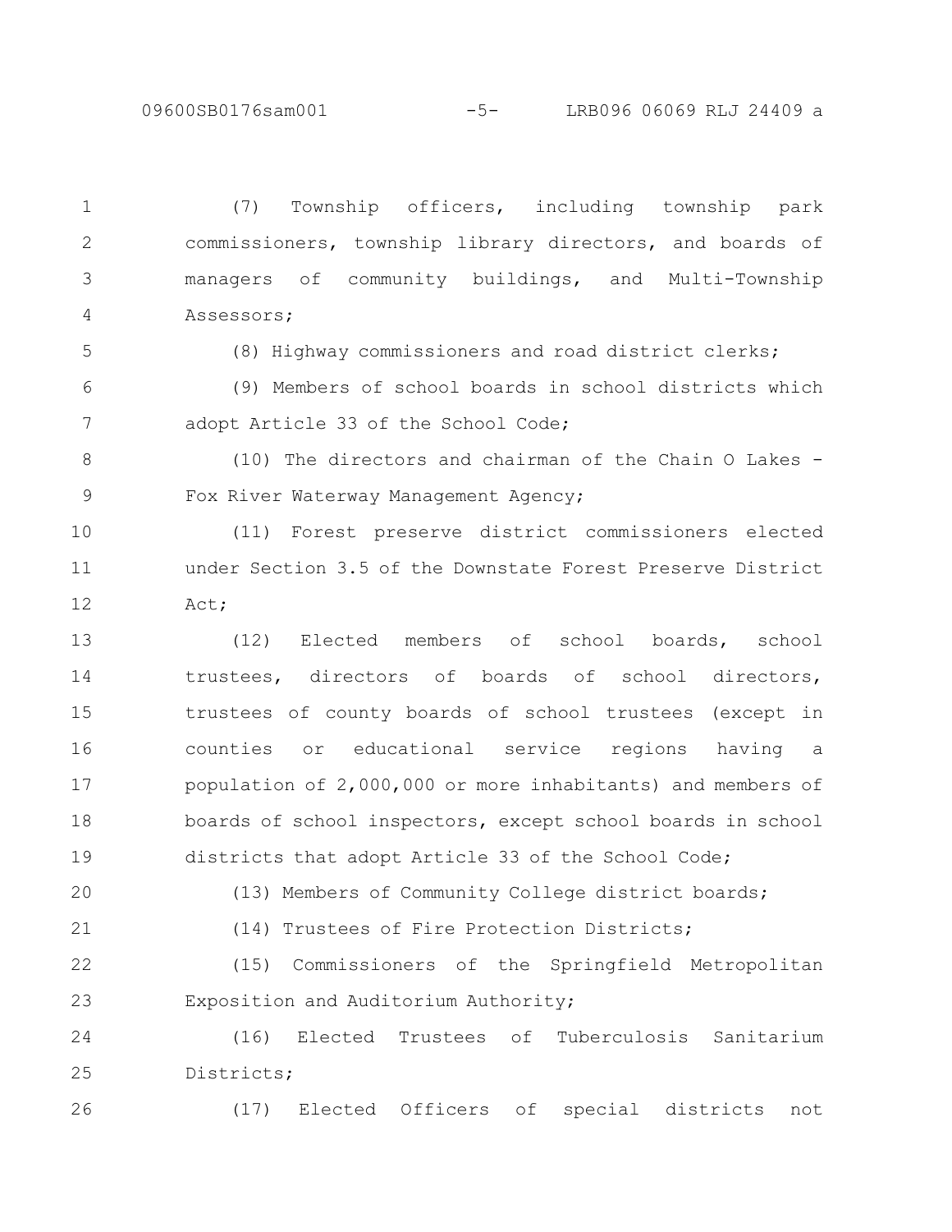(7) Township officers, including township park commissioners, township library directors, and boards of managers of community buildings, and Multi-Township Assessors;

(8) Highway commissioners and road district clerks;

(9) Members of school boards in school districts which adopt Article 33 of the School Code;

(10) The directors and chairman of the Chain O Lakes - Fox River Waterway Management Agency;

(11) Forest preserve district commissioners elected under Section 3.5 of the Downstate Forest Preserve District Act;

(12) Elected members of school boards, school trustees, directors of boards of school directors, trustees of county boards of school trustees (except in counties or educational service regions having a population of 2,000,000 or more inhabitants) and members of boards of school inspectors, except school boards in school districts that adopt Article 33 of the School Code;

(13) Members of Community College district boards;

(14) Trustees of Fire Protection Districts;

(15) Commissioners of the Springfield Metropolitan Exposition and Auditorium Authority;

(16) Elected Trustees of Tuberculosis Sanitarium Districts;

(17) Elected Officers of special districts not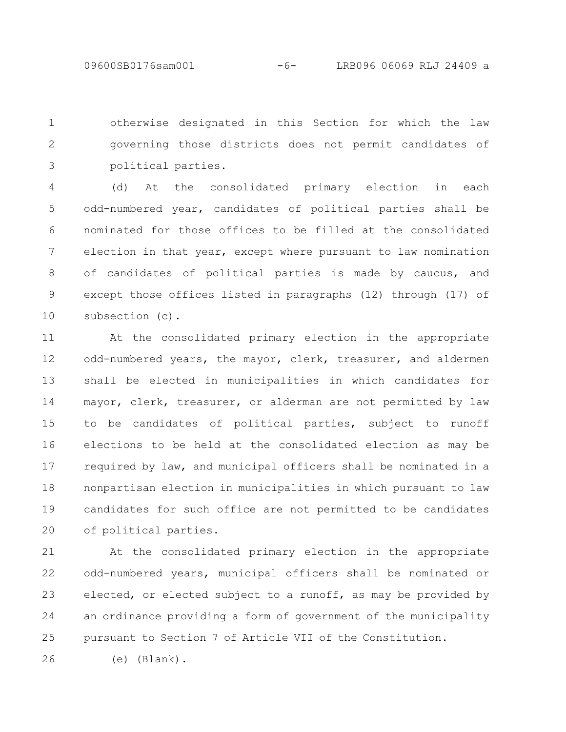otherwise designated in this Section for which the law governing those districts does not permit candidates of political parties.

(d) At the consolidated primary election in each odd-numbered year, candidates of political parties shall be nominated for those offices to be filled at the consolidated election in that year, except where pursuant to law nomination of candidates of political parties is made by caucus, and except those offices listed in paragraphs (12) through (17) of subsection (c).

At the consolidated primary election in the appropriate odd-numbered years, the mayor, clerk, treasurer, and aldermen shall be elected in municipalities in which candidates for mayor, clerk, treasurer, or alderman are not permitted by law to be candidates of political parties, subject to runoff elections to be held at the consolidated election as may be required by law, and municipal officers shall be nominated in a nonpartisan election in municipalities in which pursuant to law candidates for such office are not permitted to be candidates of political parties.

At the consolidated primary election in the appropriate odd-numbered years, municipal officers shall be nominated or elected, or elected subject to a runoff, as may be provided by an ordinance providing a form of government of the municipality pursuant to Section 7 of Article VII of the Constitution.

(e) (Blank).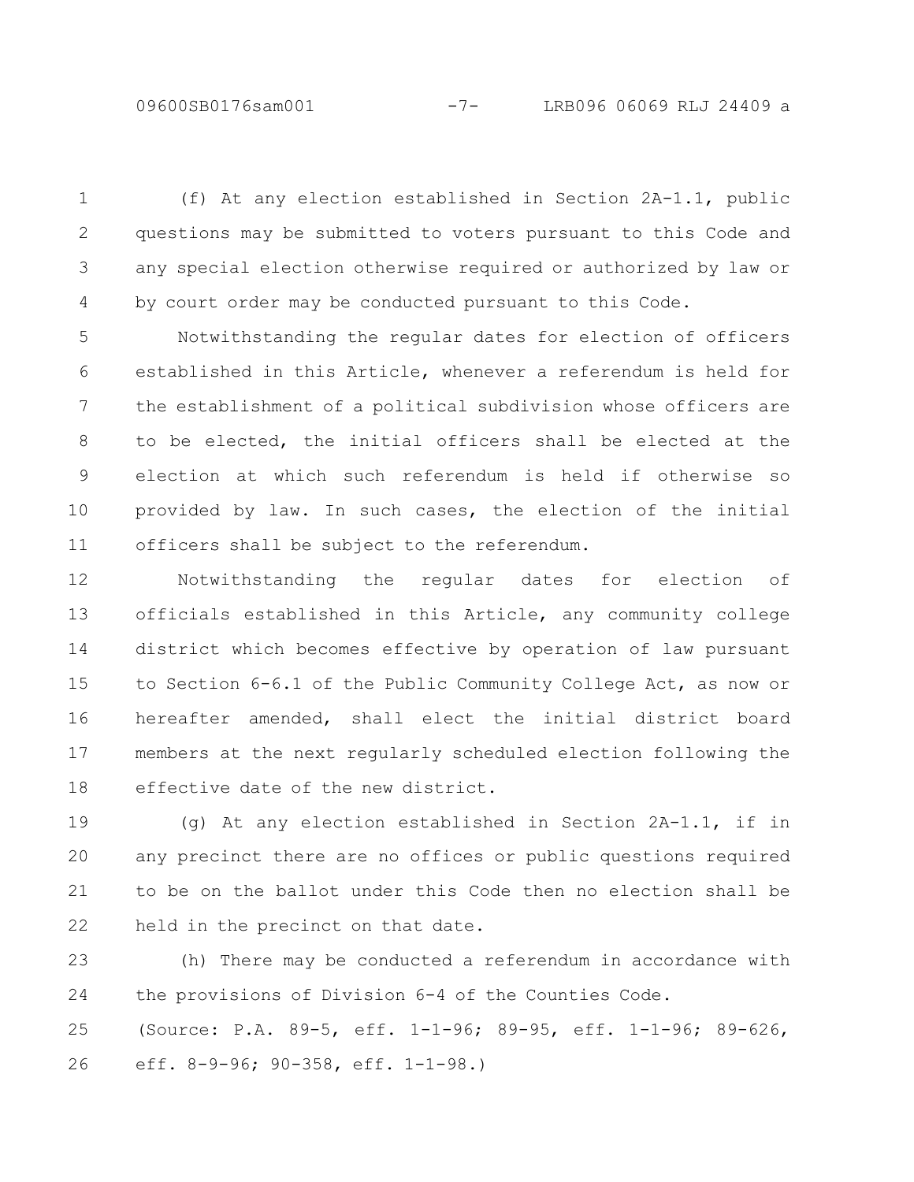(f) At any election established in Section 2A-1.1, public questions may be submitted to voters pursuant to this Code and any special election otherwise required or authorized by law or by court order may be conducted pursuant to this Code.

Notwithstanding the regular dates for election of officers established in this Article, whenever a referendum is held for the establishment of a political subdivision whose officers are to be elected, the initial officers shall be elected at the election at which such referendum is held if otherwise so provided by law. In such cases, the election of the initial officers shall be subject to the referendum.

Notwithstanding the regular dates for election of officials established in this Article, any community college district which becomes effective by operation of law pursuant to Section 6-6.1 of the Public Community College Act, as now or hereafter amended, shall elect the initial district board members at the next regularly scheduled election following the effective date of the new district.

(g) At any election established in Section 2A-1.1, if in any precinct there are no offices or public questions required to be on the ballot under this Code then no election shall be held in the precinct on that date.

(h) There may be conducted a referendum in accordance with the provisions of Division 6-4 of the Counties Code.

(Source: P.A. 89-5, eff. 1-1-96; 89-95, eff. 1-1-96; 89-626, eff. 8-9-96; 90-358, eff. 1-1-98.)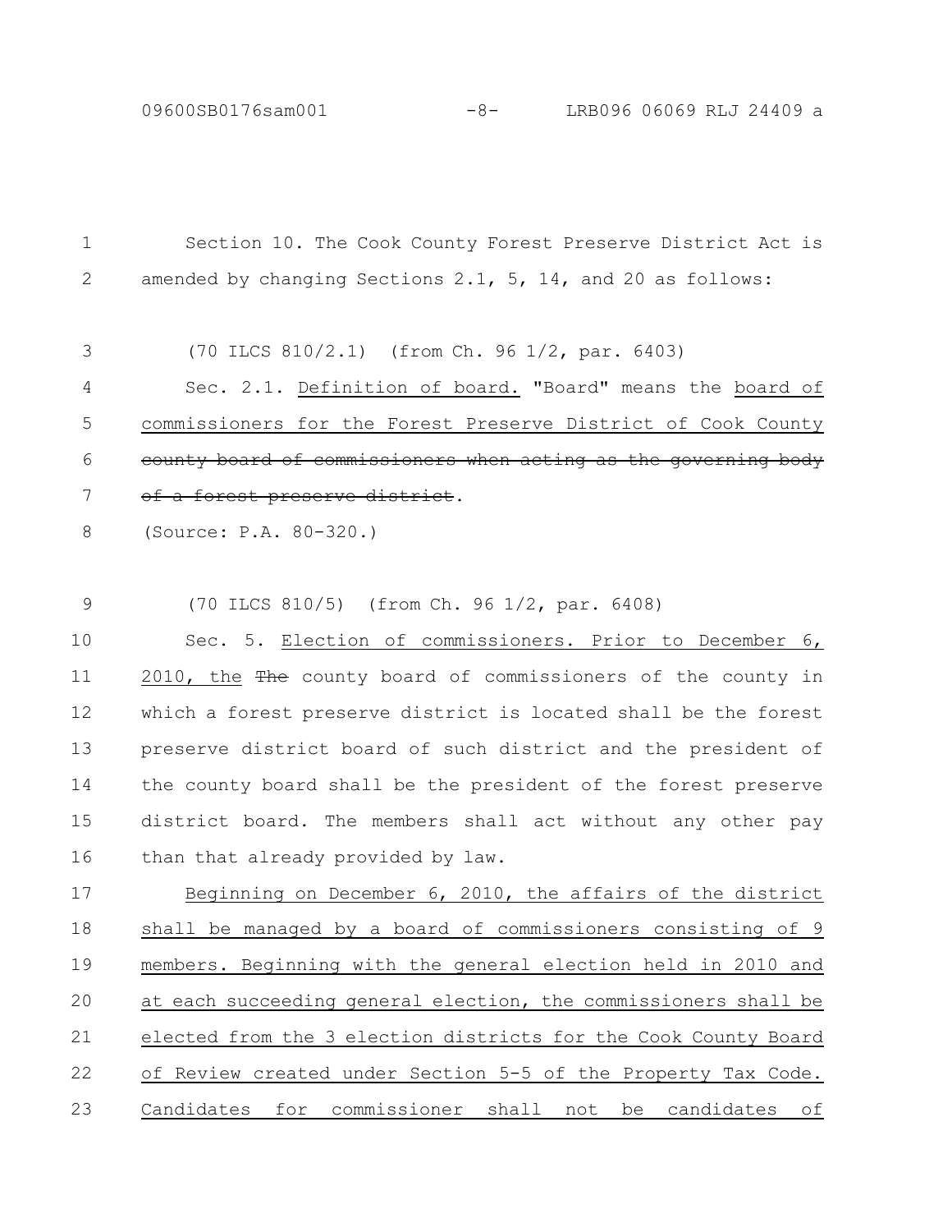Section 10. The Cook County Forest Preserve District Act is amended by changing Sections 2.1, 5, 14, and 20 as follows:

(70 ILCS 810/2.1) (from Ch. 96 1/2, par. 6403)

Sec. 2.1. <u>Definition of board.</u> "Board" means the <u>board of commissioners for the Forest Preserve District of Cook County</u> ~~county board of commissioners when acting as the governing body of a forest preserve district~~.

(Source: P.A. 80-320.)

(70 ILCS 810/5) (from Ch. 96 1/2, par. 6408)

Sec. 5. <u>Election of commissioners. Prior to December 6, 2010, the</u> ~~The~~ county board of commissioners of the county in which a forest preserve district is located shall be the forest preserve district board of such district and the president of the county board shall be the president of the forest preserve district board. The members shall act without any other pay than that already provided by law.

<u>Beginning on December 6, 2010, the affairs of the district shall be managed by a board of commissioners consisting of 9 members. Beginning with the general election held in 2010 and at each succeeding general election, the commissioners shall be elected from the 3 election districts for the Cook County Board of Review created under Section 5-5 of the Property Tax Code. Candidates for commissioner shall not be candidates of</u>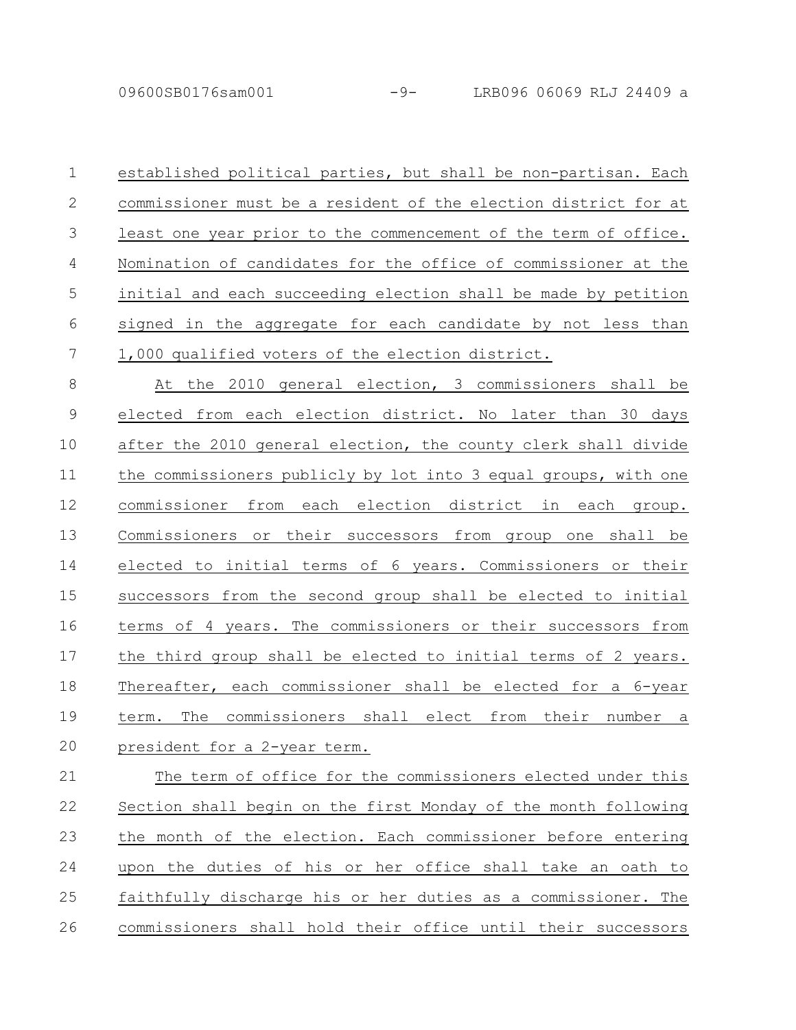established political parties, but shall be non-partisan. Each commissioner must be a resident of the election district for at least one year prior to the commencement of the term of office. Nomination of candidates for the office of commissioner at the initial and each succeeding election shall be made by petition signed in the aggregate for each candidate by not less than 1,000 qualified voters of the election district.

At the 2010 general election, 3 commissioners shall be elected from each election district. No later than 30 days after the 2010 general election, the county clerk shall divide the commissioners publicly by lot into 3 equal groups, with one commissioner from each election district in each group. Commissioners or their successors from group one shall be elected to initial terms of 6 years. Commissioners or their successors from the second group shall be elected to initial terms of 4 years. The commissioners or their successors from the third group shall be elected to initial terms of 2 years. Thereafter, each commissioner shall be elected for a 6-year term. The commissioners shall elect from their number a president for a 2-year term.

The term of office for the commissioners elected under this Section shall begin on the first Monday of the month following the month of the election. Each commissioner before entering upon the duties of his or her office shall take an oath to faithfully discharge his or her duties as a commissioner. The commissioners shall hold their office until their successors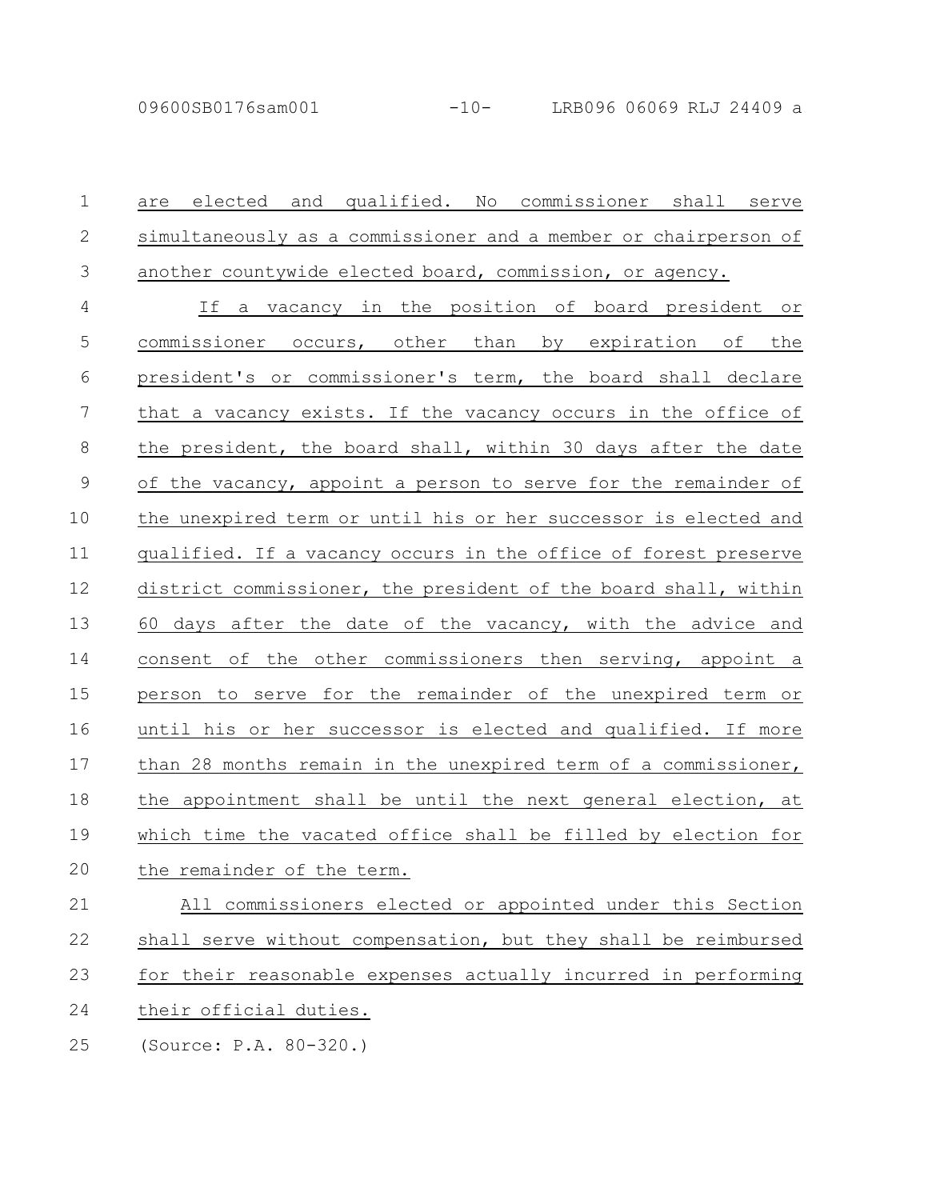are elected and qualified. No commissioner shall serve simultaneously as a commissioner and a member or chairperson of another countywide elected board, commission, or agency.

If a vacancy in the position of board president or commissioner occurs, other than by expiration of the president's or commissioner's term, the board shall declare that a vacancy exists. If the vacancy occurs in the office of the president, the board shall, within 30 days after the date of the vacancy, appoint a person to serve for the remainder of the unexpired term or until his or her successor is elected and qualified. If a vacancy occurs in the office of forest preserve district commissioner, the president of the board shall, within 60 days after the date of the vacancy, with the advice and consent of the other commissioners then serving, appoint a person to serve for the remainder of the unexpired term or until his or her successor is elected and qualified. If more than 28 months remain in the unexpired term of a commissioner, the appointment shall be until the next general election, at which time the vacated office shall be filled by election for the remainder of the term.

All commissioners elected or appointed under this Section shall serve without compensation, but they shall be reimbursed for their reasonable expenses actually incurred in performing their official duties.

(Source: P.A. 80-320.)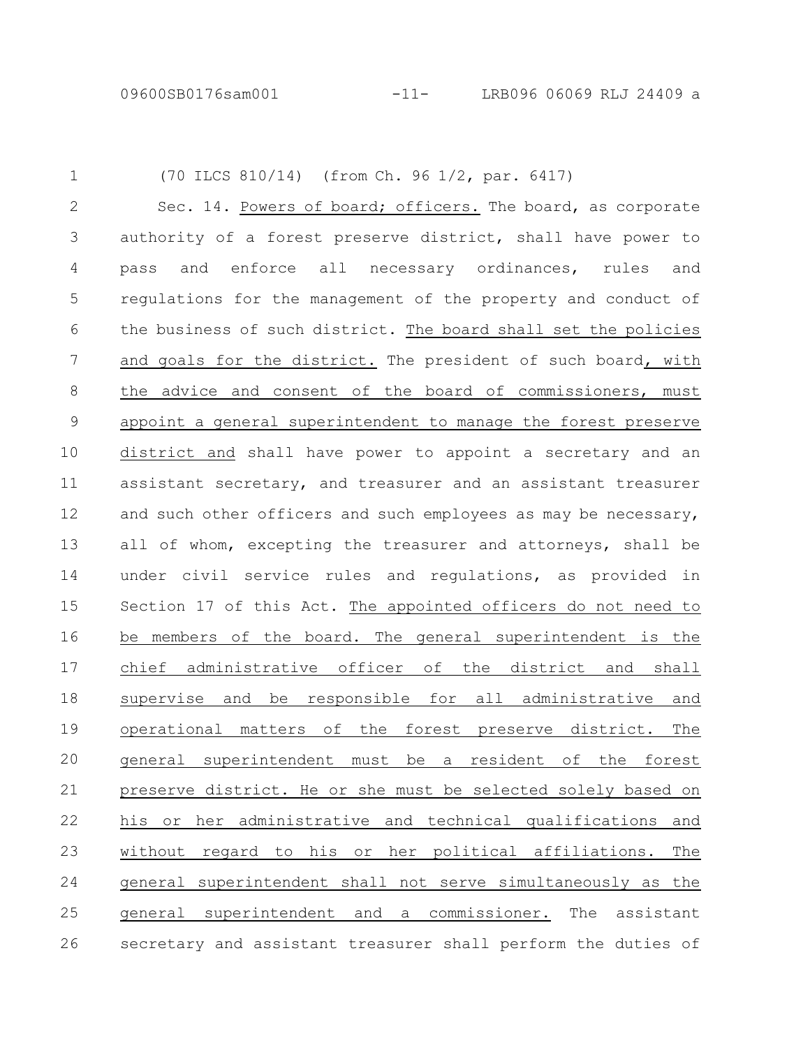(70 ILCS 810/14) (from Ch. 96 1/2, par. 6417)

Sec. 14. Powers of board; officers. The board, as corporate authority of a forest preserve district, shall have power to pass and enforce all necessary ordinances, rules and regulations for the management of the property and conduct of the business of such district. The board shall set the policies and goals for the district. The president of such board, with the advice and consent of the board of commissioners, must appoint a general superintendent to manage the forest preserve district and shall have power to appoint a secretary and an assistant secretary, and treasurer and an assistant treasurer and such other officers and such employees as may be necessary, all of whom, excepting the treasurer and attorneys, shall be under civil service rules and regulations, as provided in Section 17 of this Act. The appointed officers do not need to be members of the board. The general superintendent is the chief administrative officer of the district and shall supervise and be responsible for all administrative and operational matters of the forest preserve district. The general superintendent must be a resident of the forest preserve district. He or she must be selected solely based on his or her administrative and technical qualifications and without regard to his or her political affiliations. The general superintendent shall not serve simultaneously as the general superintendent and a commissioner. The assistant secretary and assistant treasurer shall perform the duties of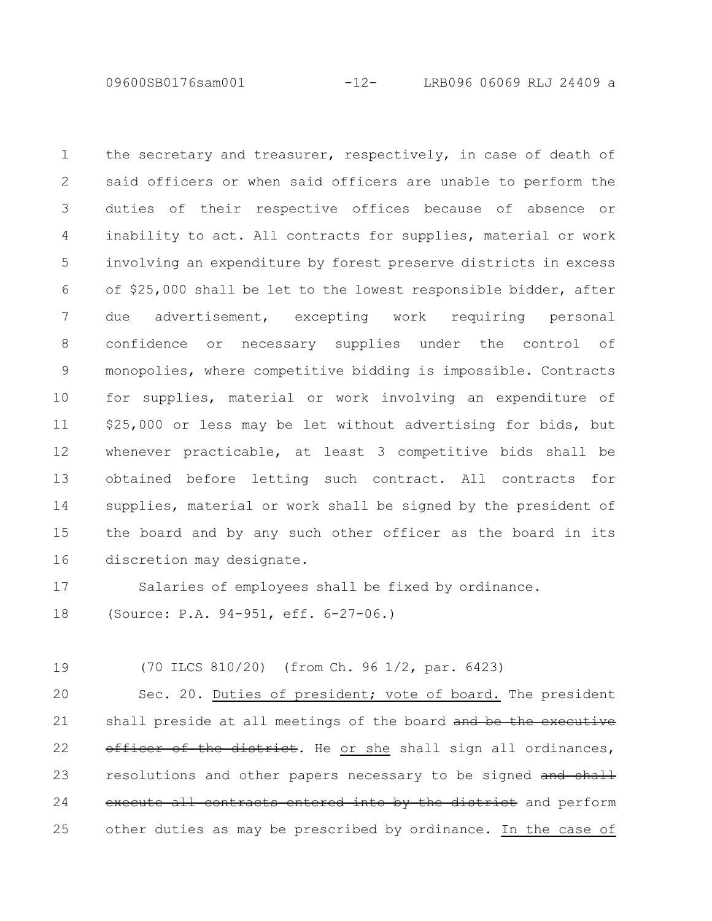the secretary and treasurer, respectively, in case of death of said officers or when said officers are unable to perform the duties of their respective offices because of absence or inability to act. All contracts for supplies, material or work involving an expenditure by forest preserve districts in excess of $25,000 shall be let to the lowest responsible bidder, after due advertisement, excepting work requiring personal confidence or necessary supplies under the control of monopolies, where competitive bidding is impossible. Contracts for supplies, material or work involving an expenditure of $25,000 or less may be let without advertising for bids, but whenever practicable, at least 3 competitive bids shall be obtained before letting such contract. All contracts for supplies, material or work shall be signed by the president of the board and by any such other officer as the board in its discretion may designate.

Salaries of employees shall be fixed by ordinance.

(Source: P.A. 94-951, eff. 6-27-06.)

(70 ILCS 810/20) (from Ch. 96 1/2, par. 6423)

Sec. 20. <u>Duties of president; vote of board.</u> The president shall preside at all meetings of the board ~~and be the executive officer of the district~~. He <u>or she</u> shall sign all ordinances, resolutions and other papers necessary to be signed ~~and shall execute all contracts entered into by the district~~ and perform other duties as may be prescribed by ordinance. <u>In the case of</u>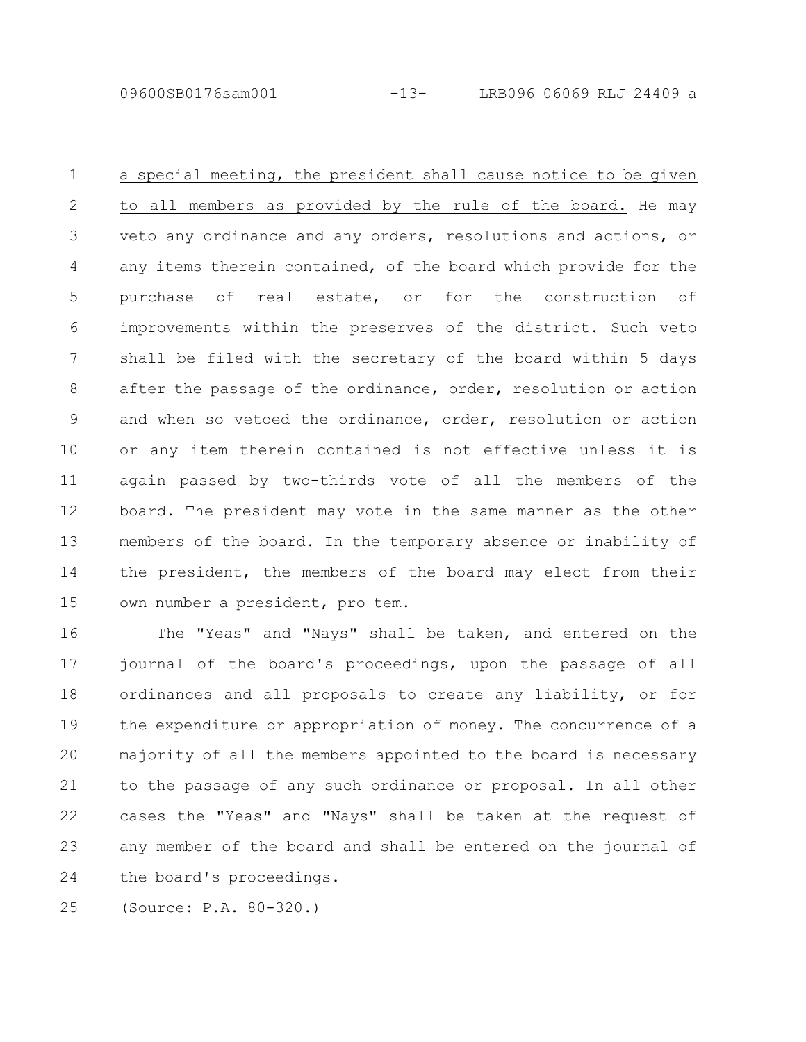a special meeting, the president shall cause notice to be given to all members as provided by the rule of the board. He may veto any ordinance and any orders, resolutions and actions, or any items therein contained, of the board which provide for the purchase of real estate, or for the construction of improvements within the preserves of the district. Such veto shall be filed with the secretary of the board within 5 days after the passage of the ordinance, order, resolution or action and when so vetoed the ordinance, order, resolution or action or any item therein contained is not effective unless it is again passed by two-thirds vote of all the members of the board. The president may vote in the same manner as the other members of the board. In the temporary absence or inability of the president, the members of the board may elect from their own number a president, pro tem.

The "Yeas" and "Nays" shall be taken, and entered on the journal of the board's proceedings, upon the passage of all ordinances and all proposals to create any liability, or for the expenditure or appropriation of money. The concurrence of a majority of all the members appointed to the board is necessary to the passage of any such ordinance or proposal. In all other cases the "Yeas" and "Nays" shall be taken at the request of any member of the board and shall be entered on the journal of the board's proceedings.

(Source: P.A. 80-320.)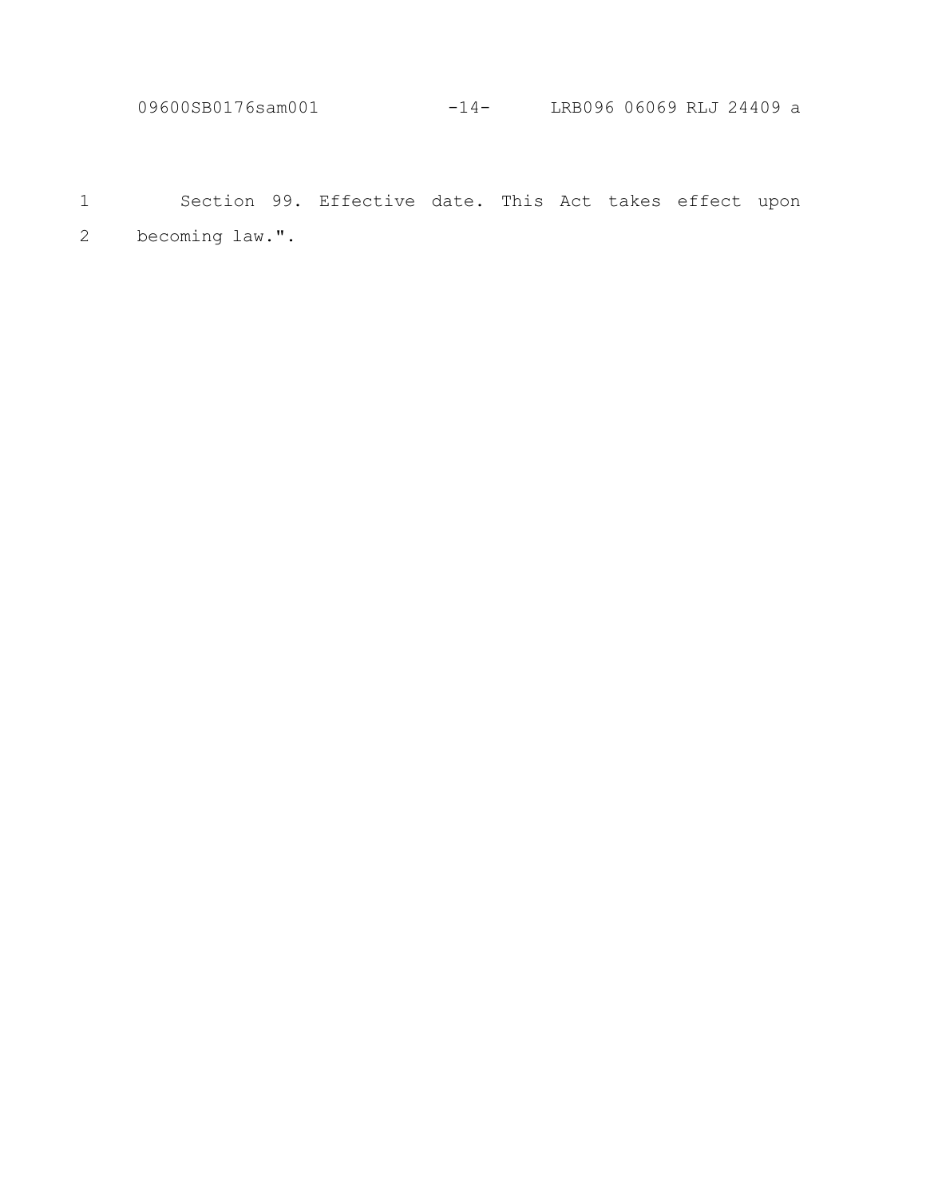Section 99. Effective date. This Act takes effect upon becoming law.".